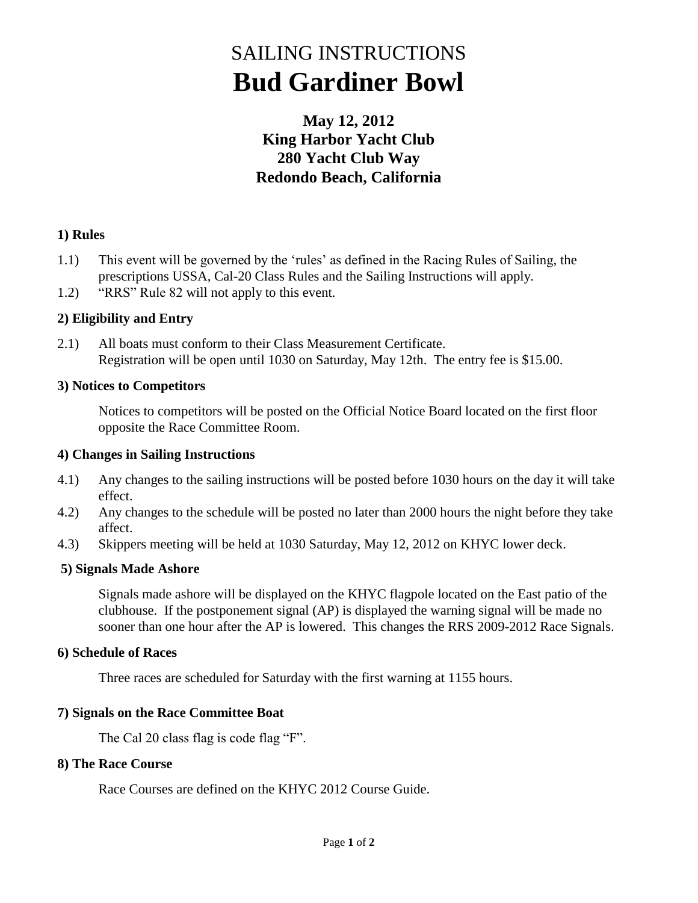# SAILING INSTRUCTIONS
# Bud Gardiner Bowl

## May 12, 2012
## King Harbor Yacht Club
## 280 Yacht Club Way
## Redondo Beach, California

### 1) Rules

1.1) This event will be governed by the 'rules' as defined in the Racing Rules of Sailing, the prescriptions USSA, Cal-20 Class Rules and the Sailing Instructions will apply.

1.2) "RRS" Rule 82 will not apply to this event.

### 2) Eligibility and Entry

2.1) All boats must conform to their Class Measurement Certificate.
Registration will be open until 1030 on Saturday, May 12th. The entry fee is $15.00.

### 3) Notices to Competitors

Notices to competitors will be posted on the Official Notice Board located on the first floor opposite the Race Committee Room.

### 4) Changes in Sailing Instructions

4.1) Any changes to the sailing instructions will be posted before 1030 hours on the day it will take effect.

4.2) Any changes to the schedule will be posted no later than 2000 hours the night before they take affect.

4.3) Skippers meeting will be held at 1030 Saturday, May 12, 2012 on KHYC lower deck.

### 5) Signals Made Ashore

Signals made ashore will be displayed on the KHYC flagpole located on the East patio of the clubhouse. If the postponement signal (AP) is displayed the warning signal will be made no sooner than one hour after the AP is lowered. This changes the RRS 2009-2012 Race Signals.

### 6) Schedule of Races

Three races are scheduled for Saturday with the first warning at 1155 hours.

### 7) Signals on the Race Committee Boat

The Cal 20 class flag is code flag "F".

### 8) The Race Course

Race Courses are defined on the KHYC 2012 Course Guide.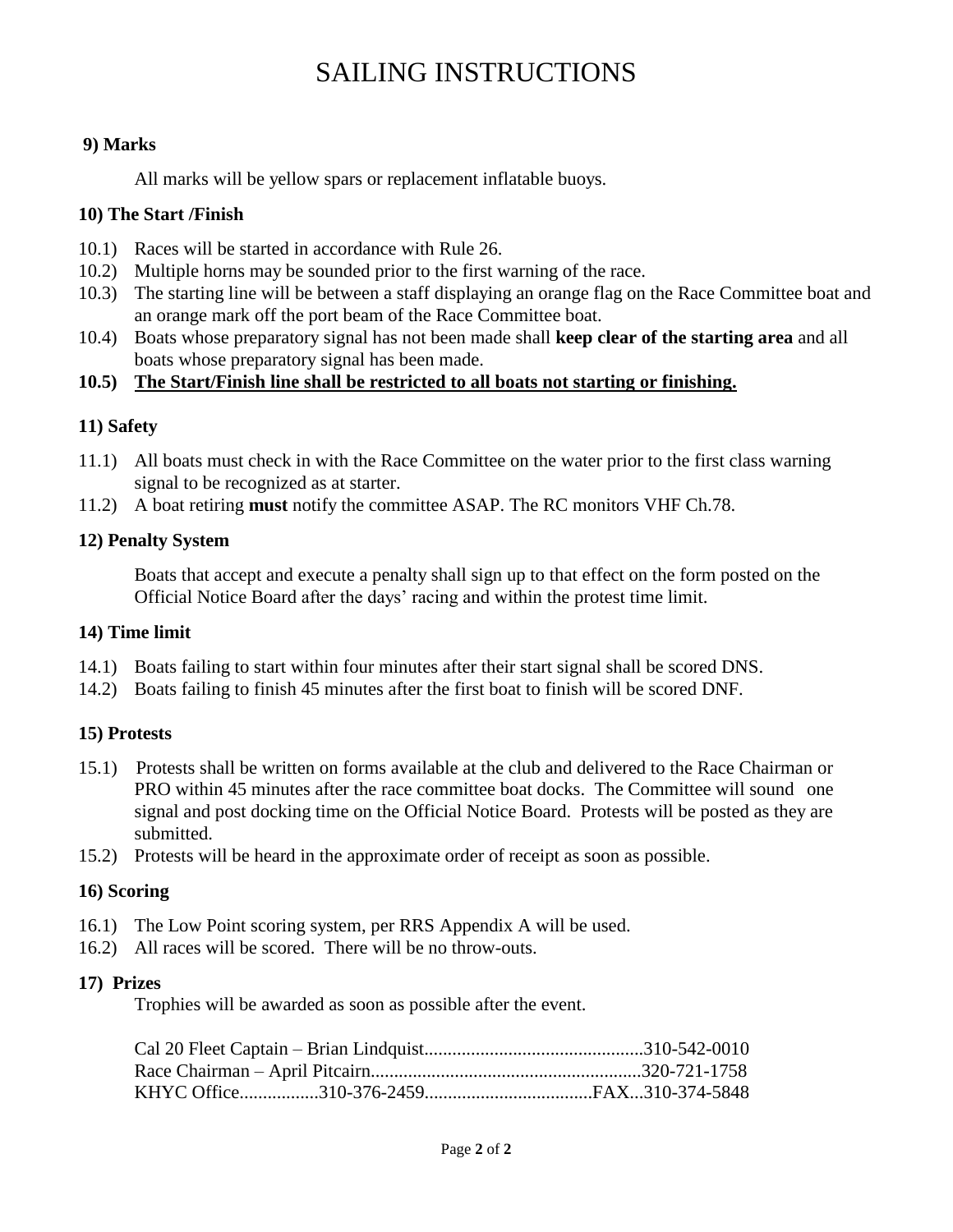# SAILING INSTRUCTIONS

## 9) Marks

All marks will be yellow spars or replacement inflatable buoys.

## 10) The Start /Finish

10.1) Races will be started in accordance with Rule 26.

10.2) Multiple horns may be sounded prior to the first warning of the race.

10.3) The starting line will be between a staff displaying an orange flag on the Race Committee boat and an orange mark off the port beam of the Race Committee boat.

10.4) Boats whose preparatory signal has not been made shall **keep clear of the starting area** and all boats whose preparatory signal has been made.

**10.5) <u>The Start/Finish line shall be restricted to all boats not starting or finishing.</u>**

## 11) Safety

11.1) All boats must check in with the Race Committee on the water prior to the first class warning signal to be recognized as at starter.

11.2) A boat retiring **must** notify the committee ASAP. The RC monitors VHF Ch.78.

## 12) Penalty System

Boats that accept and execute a penalty shall sign up to that effect on the form posted on the Official Notice Board after the days' racing and within the protest time limit.

## 14) Time limit

14.1) Boats failing to start within four minutes after their start signal shall be scored DNS.

14.2) Boats failing to finish 45 minutes after the first boat to finish will be scored DNF.

## 15) Protests

15.1) Protests shall be written on forms available at the club and delivered to the Race Chairman or PRO within 45 minutes after the race committee boat docks. The Committee will sound one signal and post docking time on the Official Notice Board. Protests will be posted as they are submitted.

15.2) Protests will be heard in the approximate order of receipt as soon as possible.

## 16) Scoring

16.1) The Low Point scoring system, per RRS Appendix A will be used.

16.2) All races will be scored. There will be no throw-outs.

## 17) Prizes

Trophies will be awarded as soon as possible after the event.

Cal 20 Fleet Captain – Brian Lindquist..............................................310-542-0010
Race Chairman – April Pitcairn.........................................................320-721-1758
KHYC Office................310-376-2459....................................FAX...310-374-5848